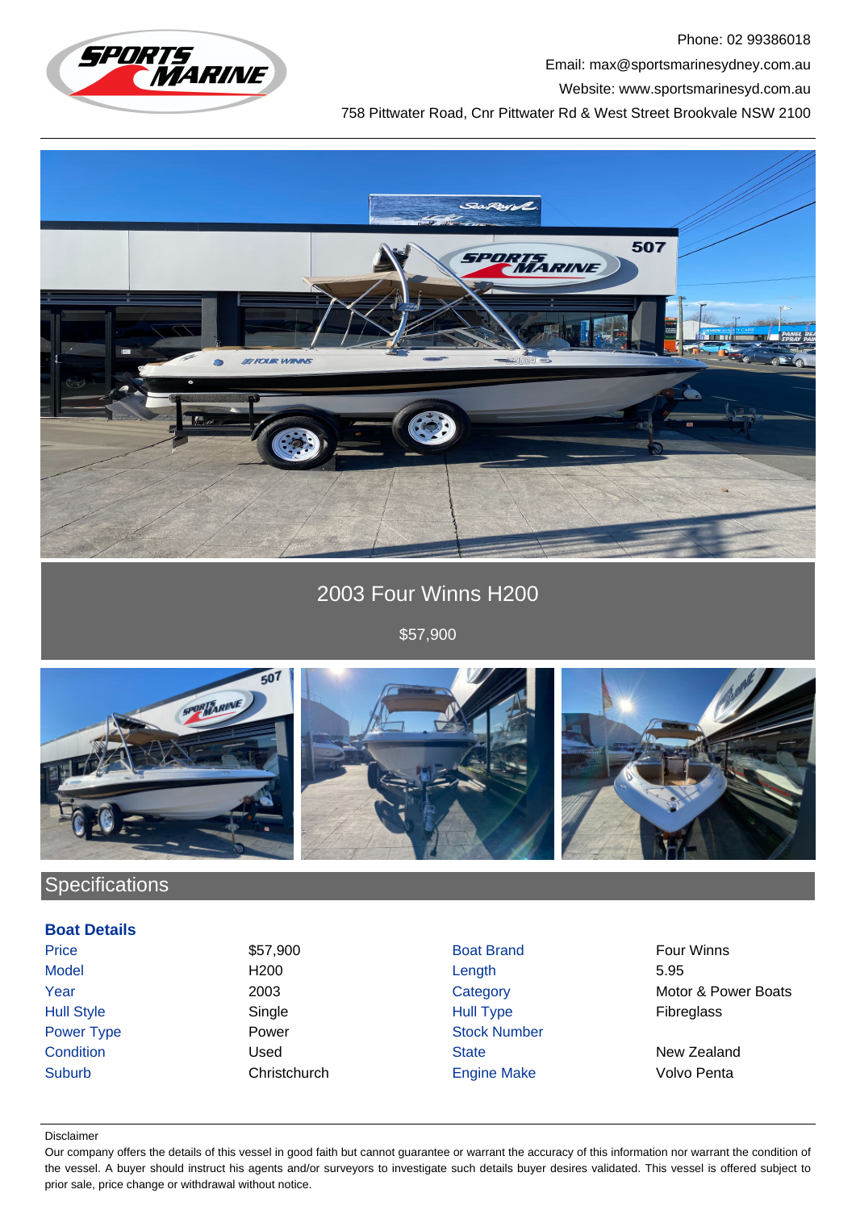Phone: 02 99386018

Email: max@sportsmarinesydney.com.au

Website: www.sportsmarinesyd.com.au

758 Pittwater Road, Cnr Pittwater Rd & West Street Brookvale NSW 2100

# 2003 Four Winns H200

$57,900

## Specifications

### Boat Details

| | | | |
|---|---|---|---|
| Price | $57,900 | Boat Brand | Four Winns |
| Model | H200 | Length | 5.95 |
| Year | 2003 | Category | Motor & Power Boats |
| Hull Style | Single | Hull Type | Fibreglass |
| Power Type | Power | Stock Number | |
| Condition | Used | State | New Zealand |
| Suburb | Christchurch | Engine Make | Volvo Penta |

Disclaimer

Our company offers the details of this vessel in good faith but cannot guarantee or warrant the accuracy of this information nor warrant the condition of the vessel. A buyer should instruct his agents and/or surveyors to investigate such details buyer desires validated. This vessel is offered subject to prior sale, price change or withdrawal without notice.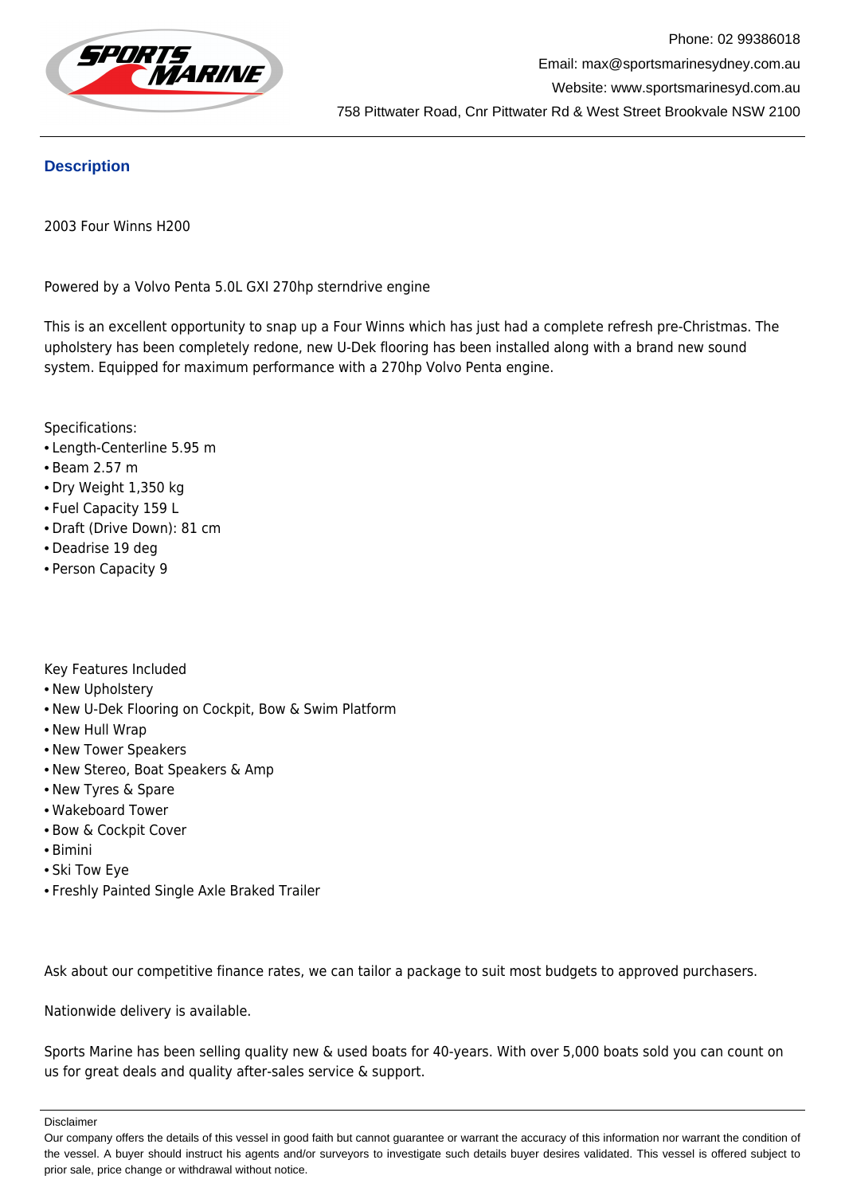Phone: 02 99386018

Email: max@sportsmarinesydney.com.au

Website: www.sportsmarinesyd.com.au

758 Pittwater Road, Cnr Pittwater Rd & West Street Brookvale NSW 2100

## Description

2003 Four Winns H200

Powered by a Volvo Penta 5.0L GXI 270hp sterndrive engine

This is an excellent opportunity to snap up a Four Winns which has just had a complete refresh pre-Christmas. The upholstery has been completely redone, new U-Dek flooring has been installed along with a brand new sound system. Equipped for maximum performance with a 270hp Volvo Penta engine.

Specifications:

- Length-Centerline 5.95 m
- Beam 2.57 m
- Dry Weight 1,350 kg
- Fuel Capacity 159 L
- Draft (Drive Down): 81 cm
- Deadrise 19 deg
- Person Capacity 9

Key Features Included

- New Upholstery
- New U-Dek Flooring on Cockpit, Bow & Swim Platform
- New Hull Wrap
- New Tower Speakers
- New Stereo, Boat Speakers & Amp
- New Tyres & Spare
- Wakeboard Tower
- Bow & Cockpit Cover
- Bimini
- Ski Tow Eye
- Freshly Painted Single Axle Braked Trailer

Ask about our competitive finance rates, we can tailor a package to suit most budgets to approved purchasers.

Nationwide delivery is available.

Sports Marine has been selling quality new & used boats for 40-years. With over 5,000 boats sold you can count on us for great deals and quality after-sales service & support.

Disclaimer

Our company offers the details of this vessel in good faith but cannot guarantee or warrant the accuracy of this information nor warrant the condition of the vessel. A buyer should instruct his agents and/or surveyors to investigate such details buyer desires validated. This vessel is offered subject to prior sale, price change or withdrawal without notice.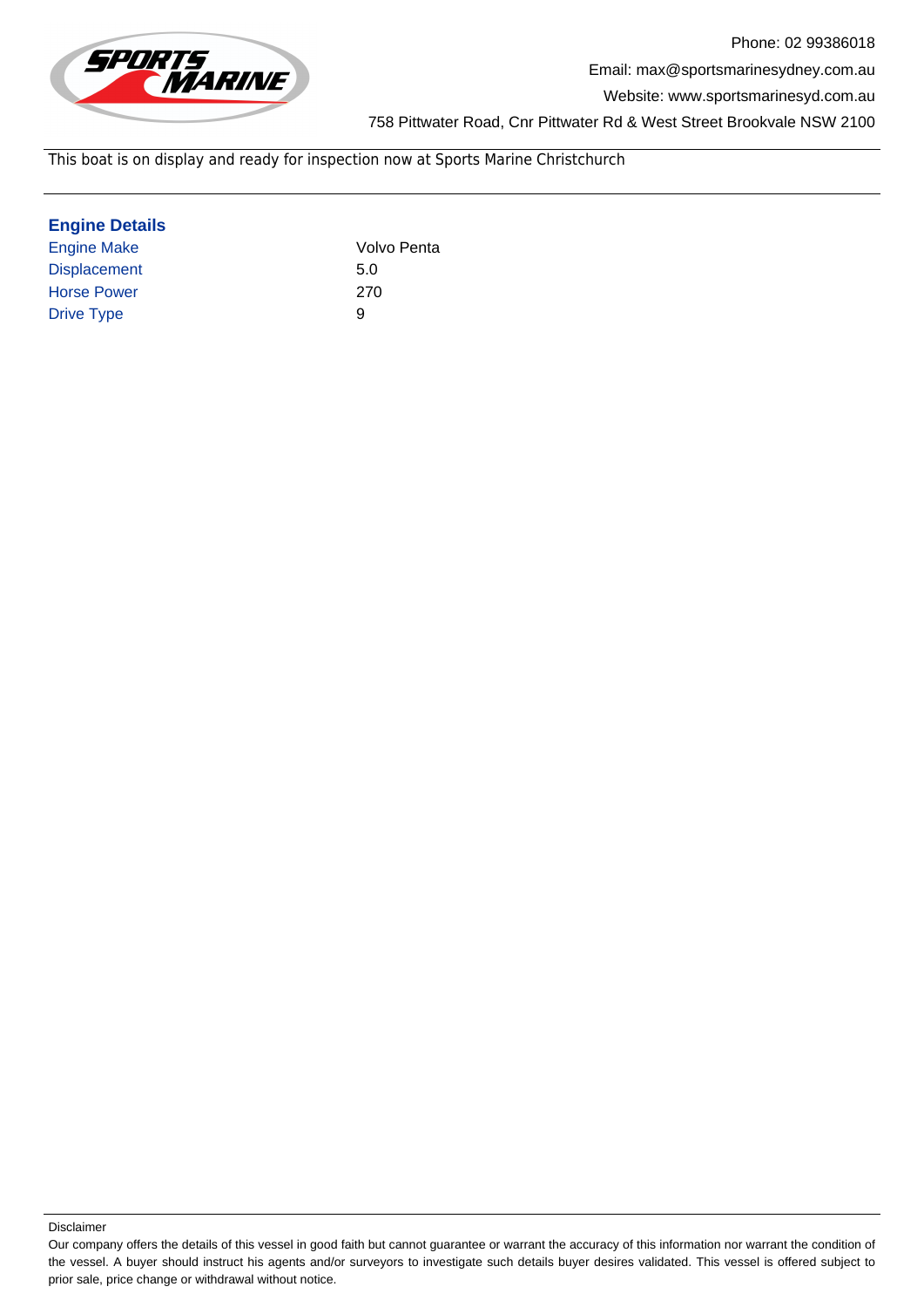Phone: 02 99386018

Email: max@sportsmarinesydney.com.au

Website: www.sportsmarinesyd.com.au

758 Pittwater Road, Cnr Pittwater Rd & West Street Brookvale NSW 2100

This boat is on display and ready for inspection now at Sports Marine Christchurch

## Engine Details

| | |
|---|---|
| Engine Make | Volvo Penta |
| Displacement | 5.0 |
| Horse Power | 270 |
| Drive Type | 9 |

Disclaimer

Our company offers the details of this vessel in good faith but cannot guarantee or warrant the accuracy of this information nor warrant the condition of the vessel. A buyer should instruct his agents and/or surveyors to investigate such details buyer desires validated. This vessel is offered subject to prior sale, price change or withdrawal without notice.